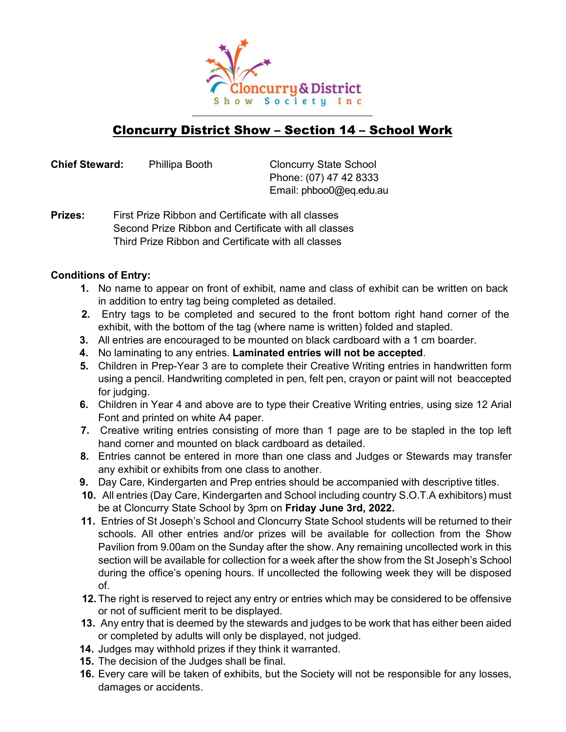Cloncurry & District Show Society Inc

# Cloncurry District Show – Section 14 – School Work

**Chief Steward:** Phillipa Booth
Cloncurry State School
Phone: (07) 47 42 8333
Email: phboo0@eq.edu.au

**Prizes:**
First Prize Ribbon and Certificate with all classes
Second Prize Ribbon and Certificate with all classes
Third Prize Ribbon and Certificate with all classes

**Conditions of Entry:**

1. No name to appear on front of exhibit, name and class of exhibit can be written on back in addition to entry tag being completed as detailed.
2. Entry tags to be completed and secured to the front bottom right hand corner of the exhibit, with the bottom of the tag (where name is written) folded and stapled.
3. All entries are encouraged to be mounted on black cardboard with a 1 cm boarder.
4. No laminating to any entries. **Laminated entries will not be accepted**.
5. Children in Prep-Year 3 are to complete their Creative Writing entries in handwritten form using a pencil. Handwriting completed in pen, felt pen, crayon or paint will not beaccepted for judging.
6. Children in Year 4 and above are to type their Creative Writing entries, using size 12 Arial Font and printed on white A4 paper.
7. Creative writing entries consisting of more than 1 page are to be stapled in the top left hand corner and mounted on black cardboard as detailed.
8. Entries cannot be entered in more than one class and Judges or Stewards may transfer any exhibit or exhibits from one class to another.
9. Day Care, Kindergarten and Prep entries should be accompanied with descriptive titles.
10. All entries (Day Care, Kindergarten and School including country S.O.T.A exhibitors) must be at Cloncurry State School by 3pm on **Friday June 3rd, 2022.**
11. Entries of St Joseph's School and Cloncurry State School students will be returned to their schools. All other entries and/or prizes will be available for collection from the Show Pavilion from 9.00am on the Sunday after the show. Any remaining uncollected work in this section will be available for collection for a week after the show from the St Joseph's School during the office's opening hours. If uncollected the following week they will be disposed of.
12. The right is reserved to reject any entry or entries which may be considered to be offensive or not of sufficient merit to be displayed.
13. Any entry that is deemed by the stewards and judges to be work that has either been aided or completed by adults will only be displayed, not judged.
14. Judges may withhold prizes if they think it warranted.
15. The decision of the Judges shall be final.
16. Every care will be taken of exhibits, but the Society will not be responsible for any losses, damages or accidents.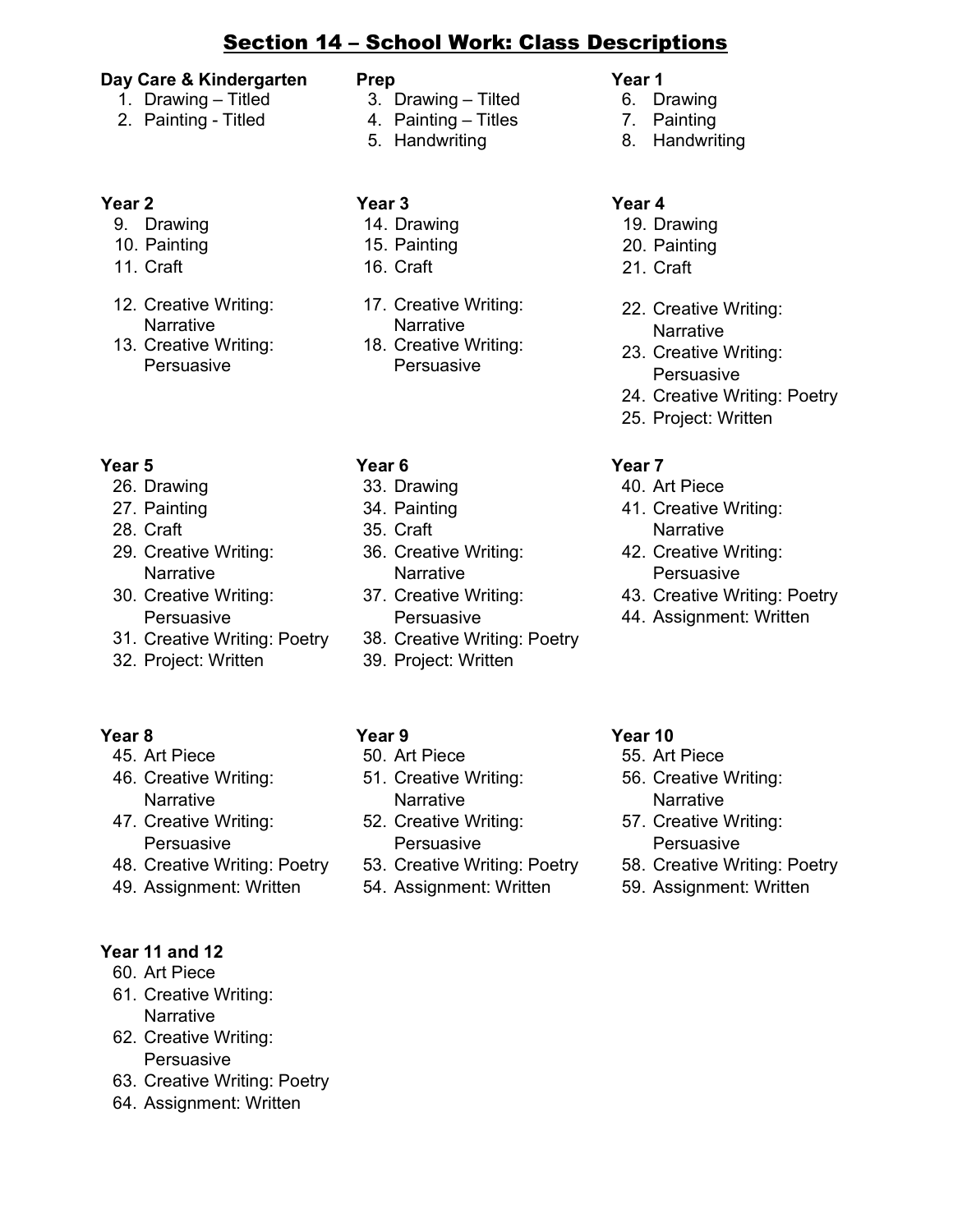# Section 14 – School Work: Class Descriptions

**Day Care & Kindergarten**

1. Drawing – Titled
2. Painting - Titled

**Prep**

3. Drawing – Tilted
4. Painting – Titles
5. Handwriting

**Year 1**

6. Drawing
7. Painting
8. Handwriting

**Year 2**

9. Drawing
10. Painting
11. Craft
12. Creative Writing: Narrative
13. Creative Writing: Persuasive

**Year 3**

14. Drawing
15. Painting
16. Craft
17. Creative Writing: Narrative
18. Creative Writing: Persuasive

**Year 4**

19. Drawing
20. Painting
21. Craft
22. Creative Writing: Narrative
23. Creative Writing: Persuasive
24. Creative Writing: Poetry
25. Project: Written

**Year 5**

26. Drawing
27. Painting
28. Craft
29. Creative Writing: Narrative
30. Creative Writing: Persuasive
31. Creative Writing: Poetry
32. Project: Written

**Year 6**

33. Drawing
34. Painting
35. Craft
36. Creative Writing: Narrative
37. Creative Writing: Persuasive
38. Creative Writing: Poetry
39. Project: Written

**Year 7**

40. Art Piece
41. Creative Writing: Narrative
42. Creative Writing: Persuasive
43. Creative Writing: Poetry
44. Assignment: Written

**Year 8**

45. Art Piece
46. Creative Writing: Narrative
47. Creative Writing: Persuasive
48. Creative Writing: Poetry
49. Assignment: Written

**Year 9**

50. Art Piece
51. Creative Writing: Narrative
52. Creative Writing: Persuasive
53. Creative Writing: Poetry
54. Assignment: Written

**Year 10**

55. Art Piece
56. Creative Writing: Narrative
57. Creative Writing: Persuasive
58. Creative Writing: Poetry
59. Assignment: Written

**Year 11 and 12**

60. Art Piece
61. Creative Writing: Narrative
62. Creative Writing: Persuasive
63. Creative Writing: Poetry
64. Assignment: Written